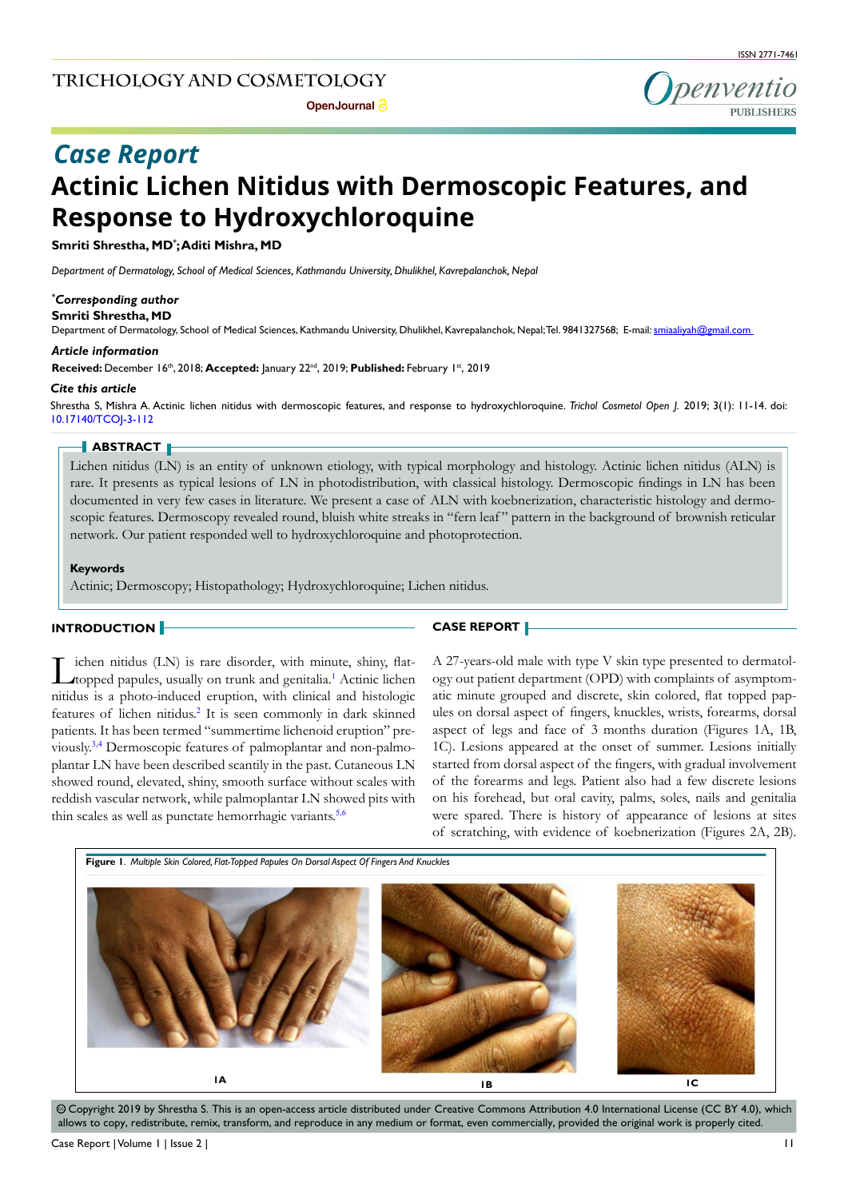TRICHOLOGY AND COSMETOLOGY

OpenJournal

ISSN 2771-7461

*Case Report*

# Actinic Lichen Nitidus with Dermoscopic Features, and Response to Hydroxychloroquine

**Smriti Shrestha, MD*; Aditi Mishra, MD**

*Department of Dermatology, School of Medical Sciences, Kathmandu University, Dhulikhel, Kavrepalanchok, Nepal*

***Corresponding author***

**Smriti Shrestha, MD**

Department of Dermatology, School of Medical Sciences, Kathmandu University, Dhulikhel, Kavrepalanchok, Nepal; Tel. 9841327568; E-mail: smiaaliyah@gmail.com

***Article information***

**Received:** December 16th, 2018; **Accepted:** January 22nd, 2019; **Published:** February 1st, 2019

***Cite this article***

Shrestha S, Mishra A. Actinic lichen nitidus with dermoscopic features, and response to hydroxychloroquine. *Trichol Cosmetol Open J*. 2019; 3(1): 11-14. doi: 10.17140/TCOJ-3-112

## ABSTRACT

Lichen nitidus (LN) is an entity of unknown etiology, with typical morphology and histology. Actinic lichen nitidus (ALN) is rare. It presents as typical lesions of LN in photodistribution, with classical histology. Dermoscopic findings in LN has been documented in very few cases in literature. We present a case of ALN with koebnerization, characteristic histology and dermoscopic features. Dermoscopy revealed round, bluish white streaks in "fern leaf" pattern in the background of brownish reticular network. Our patient responded well to hydroxychloroquine and photoprotection.

**Keywords**

Actinic; Dermoscopy; Histopathology; Hydroxychloroquine; Lichen nitidus.

## INTRODUCTION

Lichen nitidus (LN) is rare disorder, with minute, shiny, flat-topped papules, usually on trunk and genitalia.[1] Actinic lichen nitidus is a photo-induced eruption, with clinical and histologic features of lichen nitidus.[2] It is seen commonly in dark skinned patients. It has been termed "summertime lichenoid eruption" previously.[3,4] Dermoscopic features of palmoplantar and non-palmoplantar LN have been described scantily in the past. Cutaneous LN showed round, elevated, shiny, smooth surface without scales with reddish vascular network, while palmoplantar LN showed pits with thin scales as well as punctate hemorrhagic variants.[5,6]

## CASE REPORT

A 27-years-old male with type V skin type presented to dermatology out patient department (OPD) with complaints of asymptomatic minute grouped and discrete, skin colored, flat topped papules on dorsal aspect of fingers, knuckles, wrists, forearms, dorsal aspect of legs and face of 3 months duration (Figures 1A, 1B, 1C). Lesions appeared at the onset of summer. Lesions initially started from dorsal aspect of the fingers, with gradual involvement of the forearms and legs. Patient also had a few discrete lesions on his forehead, but oral cavity, palms, soles, nails and genitalia were spared. There is history of appearance of lesions at sites of scratching, with evidence of koebnerization (Figures 2A, 2B).

**Figure 1**. *Multiple Skin Colored, Flat-Topped Papules On Dorsal Aspect Of Fingers And Knuckles*

1A 1B 1C

© Copyright 2019 by Shrestha S. This is an open-access article distributed under Creative Commons Attribution 4.0 International License (CC BY 4.0), which allows to copy, redistribute, remix, transform, and reproduce in any medium or format, even commercially, provided the original work is properly cited.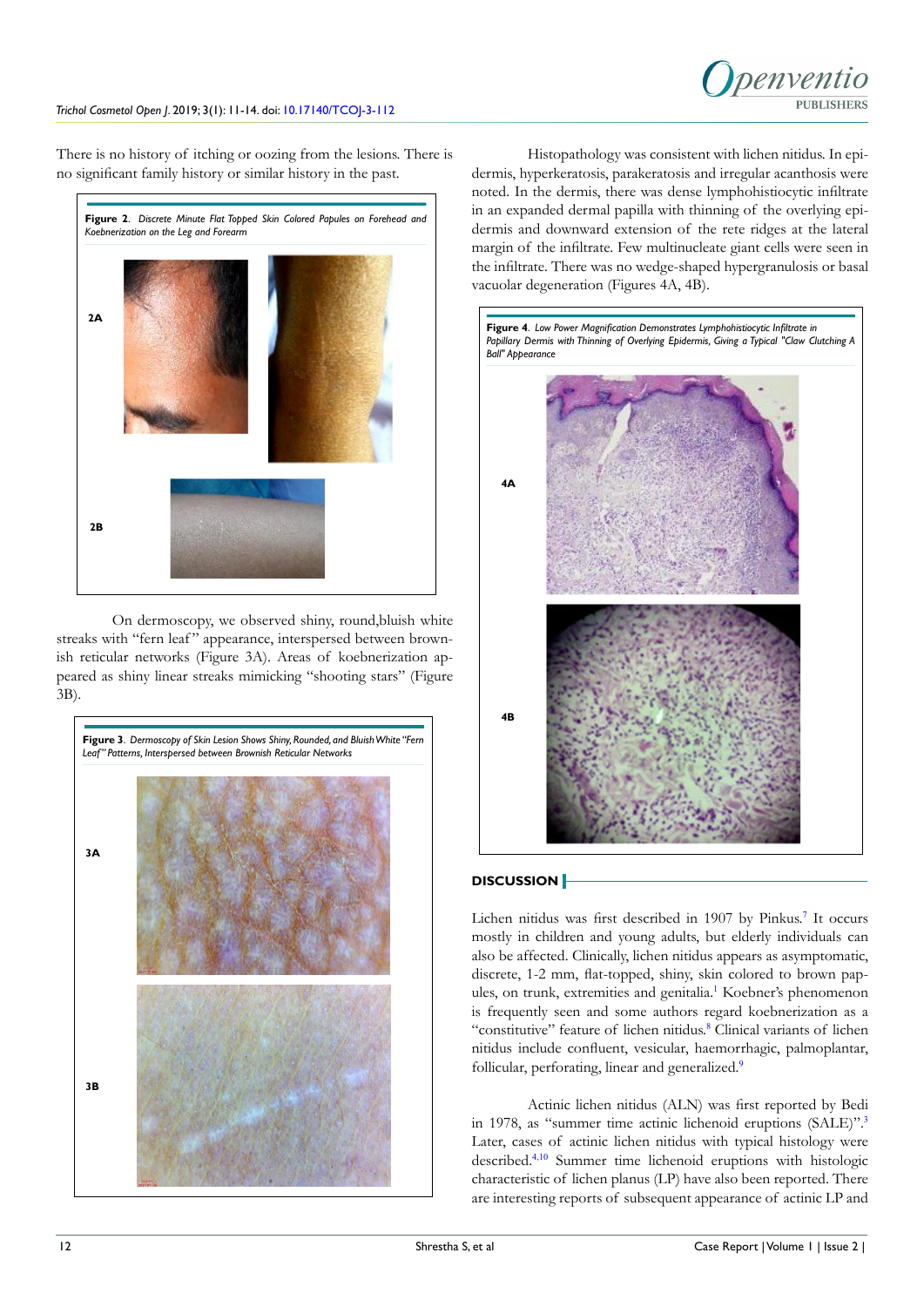There is no history of itching or oozing from the lesions. There is no significant family history or similar history in the past.

**Figure 2**. *Discrete Minute Flat Topped Skin Colored Papules on Forehead and Koebnerization on the Leg and Forearm*

2A

2B

On dermoscopy, we observed shiny, round,bluish white streaks with "fern leaf" appearance, interspersed between brownish reticular networks (Figure 3A). Areas of koebnerization appeared as shiny linear streaks mimicking "shooting stars" (Figure 3B).

**Figure 3**. *Dermoscopy of Skin Lesion Shows Shiny, Rounded, and Bluish White "Fern Leaf" Patterns, Interspersed between Brownish Reticular Networks*

3A

3B

Histopathology was consistent with lichen nitidus. In epidermis, hyperkeratosis, parakeratosis and irregular acanthosis were noted. In the dermis, there was dense lymphohistiocytic infiltrate in an expanded dermal papilla with thinning of the overlying epidermis and downward extension of the rete ridges at the lateral margin of the infiltrate. Few multinucleate giant cells were seen in the infiltrate. There was no wedge-shaped hypergranulosis or basal vacuolar degeneration (Figures 4A, 4B).

**Figure 4**. *Low Power Magnification Demonstrates Lymphohistiocytic Infiltrate in Papillary Dermis with Thinning of Overlying Epidermis, Giving a Typical "Claw Clutching A Ball" Appearance*

4A

4B

## DISCUSSION

Lichen nitidus was first described in 1907 by Pinkus.[7] It occurs mostly in children and young adults, but elderly individuals can also be affected. Clinically, lichen nitidus appears as asymptomatic, discrete, 1-2 mm, flat-topped, shiny, skin colored to brown papules, on trunk, extremities and genitalia.[1] Koebner's phenomenon is frequently seen and some authors regard koebnerization as a "constitutive" feature of lichen nitidus.[8] Clinical variants of lichen nitidus include confluent, vesicular, haemorrhagic, palmoplantar, follicular, perforating, linear and generalized.[9]

Actinic lichen nitidus (ALN) was first reported by Bedi in 1978, as "summer time actinic lichenoid eruptions (SALE)".[3] Later, cases of actinic lichen nitidus with typical histology were described.[4,10] Summer time lichenoid eruptions with histologic characteristic of lichen planus (LP) have also been reported. There are interesting reports of subsequent appearance of actinic LP and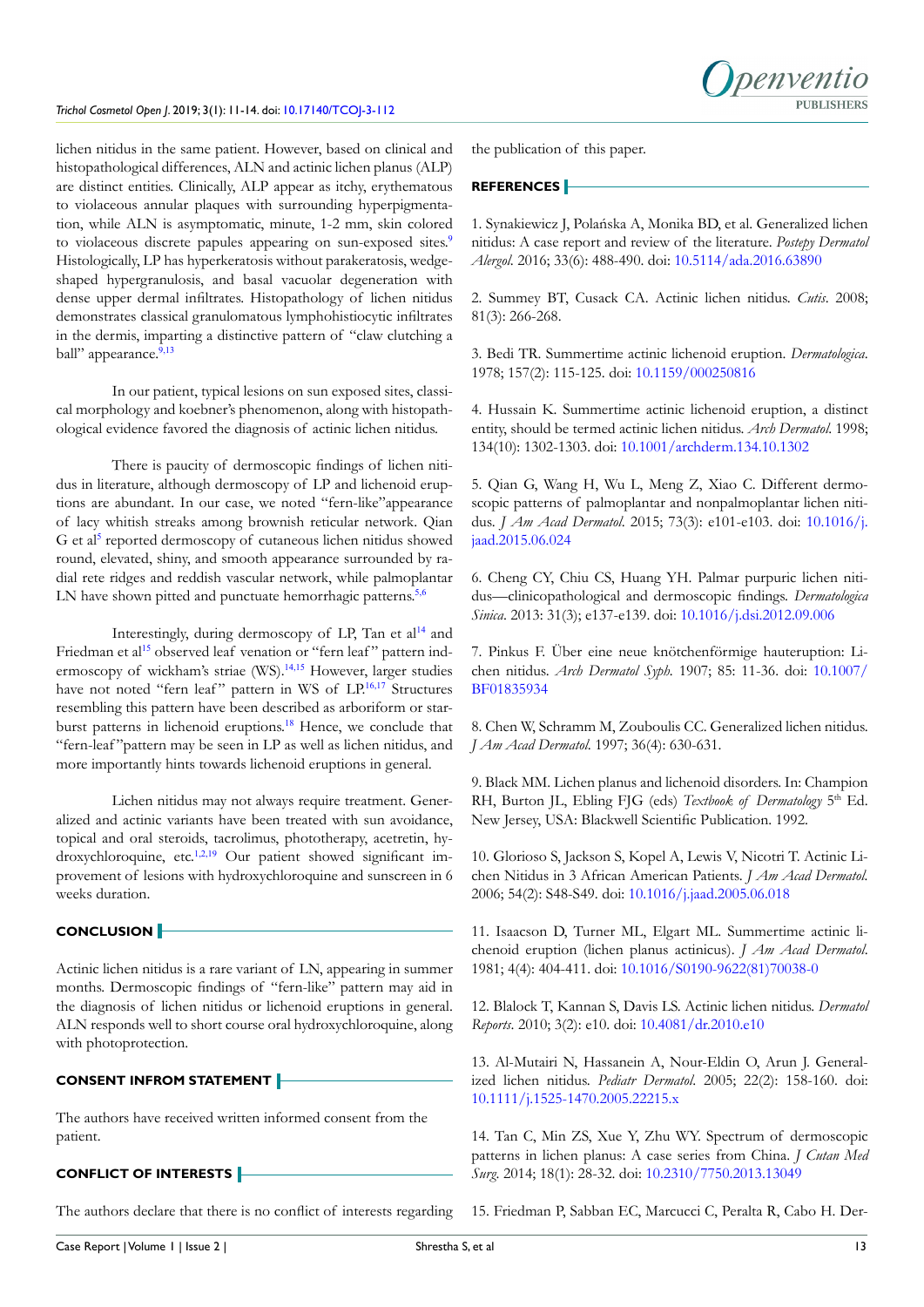lichen nitidus in the same patient. However, based on clinical and histopathological differences, ALN and actinic lichen planus (ALP) are distinct entities. Clinically, ALP appear as itchy, erythematous to violaceous annular plaques with surrounding hyperpigmentation, while ALN is asymptomatic, minute, 1-2 mm, skin colored to violaceous discrete papules appearing on sun-exposed sites.[9] Histologically, LP has hyperkeratosis without parakeratosis, wedge-shaped hypergranulosis, and basal vacuolar degeneration with dense upper dermal infiltrates. Histopathology of lichen nitidus demonstrates classical granulomatous lymphohistiocytic infiltrates in the dermis, imparting a distinctive pattern of "claw clutching a ball" appearance.[9,13]

In our patient, typical lesions on sun exposed sites, classical morphology and koebner's phenomenon, along with histopathological evidence favored the diagnosis of actinic lichen nitidus.

There is paucity of dermoscopic findings of lichen nitidus in literature, although dermoscopy of LP and lichenoid eruptions are abundant. In our case, we noted "fern-like"appearance of lacy whitish streaks among brownish reticular network. Qian G et al[5] reported dermoscopy of cutaneous lichen nitidus showed round, elevated, shiny, and smooth appearance surrounded by radial rete ridges and reddish vascular network, while palmoplantar LN have shown pitted and punctuate hemorrhagic patterns.[5,6]

Interestingly, during dermoscopy of LP, Tan et al[14] and Friedman et al[15] observed leaf venation or "fern leaf" pattern indermoscopy of wickham's striae (WS).[14,15] However, larger studies have not noted "fern leaf" pattern in WS of LP.[16,17] Structures resembling this pattern have been described as arboriform or starburst patterns in lichenoid eruptions.[18] Hence, we conclude that "fern-leaf"pattern may be seen in LP as well as lichen nitidus, and more importantly hints towards lichenoid eruptions in general.

Lichen nitidus may not always require treatment. Generalized and actinic variants have been treated with sun avoidance, topical and oral steroids, tacrolimus, phototherapy, acetretin, hydroxychloroquine, etc.[1,2,19] Our patient showed significant improvement of lesions with hydroxychloroquine and sunscreen in 6 weeks duration.

## CONCLUSION

Actinic lichen nitidus is a rare variant of LN, appearing in summer months. Dermoscopic findings of "fern-like" pattern may aid in the diagnosis of lichen nitidus or lichenoid eruptions in general. ALN responds well to short course oral hydroxychloroquine, along with photoprotection.

## CONSENT INFROM STATEMENT

The authors have received written informed consent from the patient.

## CONFLICT OF INTERESTS

The authors declare that there is no conflict of interests regarding the publication of this paper.

## REFERENCES

1. Synakiewicz J, Polańska A, Monika BD, et al. Generalized lichen nitidus: A case report and review of the literature. *Postepy Dermatol Alergol.* 2016; 33(6): 488-490. doi: 10.5114/ada.2016.63890

2. Summey BT, Cusack CA. Actinic lichen nitidus. *Cutis.* 2008; 81(3): 266-268.

3. Bedi TR. Summertime actinic lichenoid eruption. *Dermatologica.* 1978; 157(2): 115-125. doi: 10.1159/000250816

4. Hussain K. Summertime actinic lichenoid eruption, a distinct entity, should be termed actinic lichen nitidus. *Arch Dermatol.* 1998; 134(10): 1302-1303. doi: 10.1001/archderm.134.10.1302

5. Qian G, Wang H, Wu L, Meng Z, Xiao C. Different dermoscopic patterns of palmoplantar and nonpalmoplantar lichen nitidus. *J Am Acad Dermatol.* 2015; 73(3): e101-e103. doi: 10.1016/j.jaad.2015.06.024

6. Cheng CY, Chiu CS, Huang YH. Palmar purpuric lichen nitidus—clinicopathological and dermoscopic findings. *Dermatologica Sinica.* 2013: 31(3); e137-e139. doi: 10.1016/j.dsi.2012.09.006

7. Pinkus F. Über eine neue knötchenförmige hauteruption: Lichen nitidus. *Arch Dermatol Syph.* 1907; 85: 11-36. doi: 10.1007/BF01835934

8. Chen W, Schramm M, Zouboulis CC. Generalized lichen nitidus. *J Am Acad Dermatol.* 1997; 36(4): 630-631.

9. Black MM. Lichen planus and lichenoid disorders. In: Champion RH, Burton JL, Ebling FJG (eds) *Textbook of Dermatology* 5th Ed. New Jersey, USA: Blackwell Scientific Publication. 1992.

10. Glorioso S, Jackson S, Kopel A, Lewis V, Nicotri T. Actinic Lichen Nitidus in 3 African American Patients. *J Am Acad Dermatol.* 2006; 54(2): S48-S49. doi: 10.1016/j.jaad.2005.06.018

11. Isaacson D, Turner ML, Elgart ML. Summertime actinic lichenoid eruption (lichen planus actinicus). *J Am Acad Dermatol.* 1981; 4(4): 404-411. doi: 10.1016/S0190-9622(81)70038-0

12. Blalock T, Kannan S, Davis LS. Actinic lichen nitidus. *Dermatol Reports.* 2010; 3(2): e10. doi: 10.4081/dr.2010.e10

13. Al-Mutairi N, Hassanein A, Nour-Eldin O, Arun J. Generalized lichen nitidus. *Pediatr Dermatol.* 2005; 22(2): 158-160. doi: 10.1111/j.1525-1470.2005.22215.x

14. Tan C, Min ZS, Xue Y, Zhu WY. Spectrum of dermoscopic patterns in lichen planus: A case series from China. *J Cutan Med Surg.* 2014; 18(1): 28-32. doi: 10.2310/7750.2013.13049

15. Friedman P, Sabban EC, Marcucci C, Peralta R, Cabo H. Der-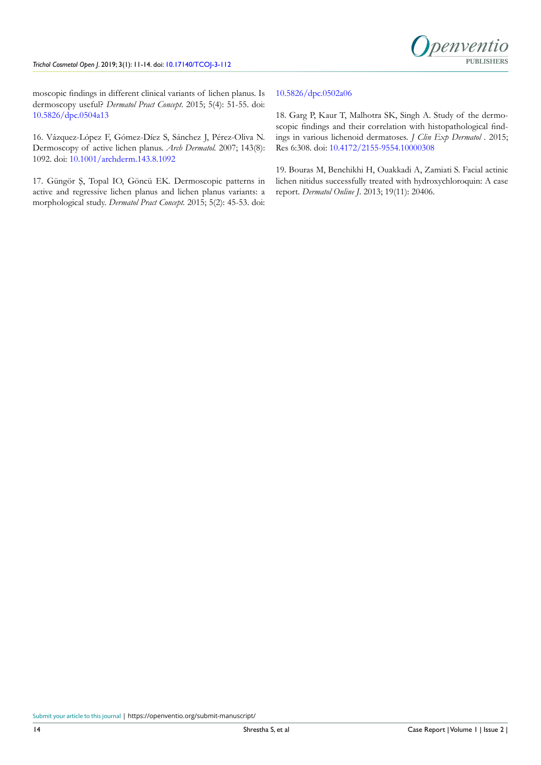moscopic findings in different clinical variants of lichen planus. Is dermoscopy useful? *Dermatol Pract Concept*. 2015; 5(4): 51-55. doi: 10.5826/dpc.0504a13

16. Vázquez-López F, Gómez-Díez S, Sánchez J, Pérez-Oliva N. Dermoscopy of active lichen planus. *Arch Dermatol.* 2007; 143(8): 1092. doi: 10.1001/archderm.143.8.1092

17. Güngör Ş, Topal IO, Göncü EK. Dermoscopic patterns in active and regressive lichen planus and lichen planus variants: a morphological study. *Dermatol Pract Concept.* 2015; 5(2): 45-53. doi: 10.5826/dpc.0502a06

18. Garg P, Kaur T, Malhotra SK, Singh A. Study of the dermoscopic findings and their correlation with histopathological findings in various lichenoid dermatoses. *J Clin Exp Dermatol* . 2015; Res 6:308. doi: 10.4172/2155-9554.10000308

19. Bouras M, Benchikhi H, Ouakkadi A, Zamiati S. Facial actinic lichen nitidus successfully treated with hydroxychloroquin: A case report. *Dermatol Online J*. 2013; 19(11): 20406.